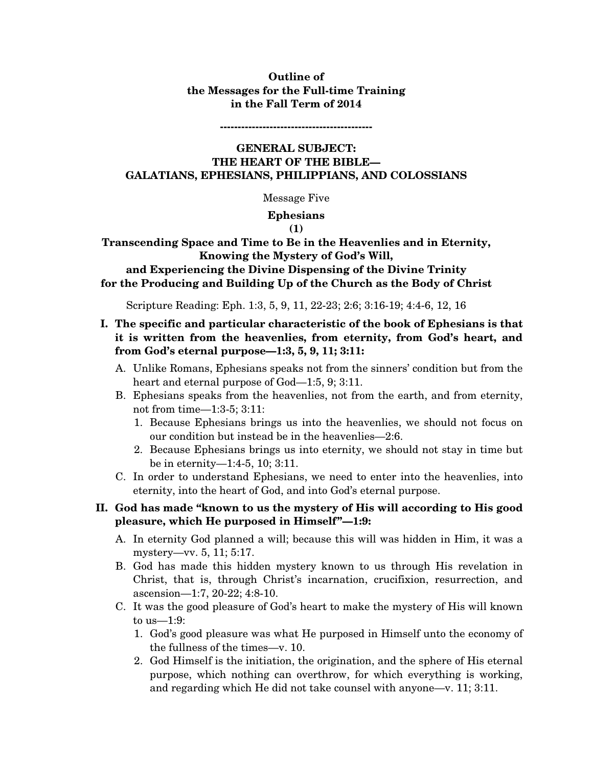**Outline of**
**the Messages for the Full-time Training**
**in the Fall Term of 2014**

**-------------------------------------------**

**GENERAL SUBJECT:**
**THE HEART OF THE BIBLE—**
**GALATIANS, EPHESIANS, PHILIPPIANS, AND COLOSSIANS**

Message Five

# Ephesians
**(1)**

## Transcending Space and Time to Be in the Heavenlies and in Eternity, Knowing the Mystery of God's Will, and Experiencing the Divine Dispensing of the Divine Trinity for the Producing and Building Up of the Church as the Body of Christ

Scripture Reading: Eph. 1:3, 5, 9, 11, 22-23; 2:6; 3:16-19; 4:4-6, 12, 16

**I. The specific and particular characteristic of the book of Ephesians is that it is written from the heavenlies, from eternity, from God's heart, and from God's eternal purpose—1:3, 5, 9, 11; 3:11:**

- A. Unlike Romans, Ephesians speaks not from the sinners' condition but from the heart and eternal purpose of God—1:5, 9; 3:11.
- B. Ephesians speaks from the heavenlies, not from the earth, and from eternity, not from time—1:3-5; 3:11:
  1. Because Ephesians brings us into the heavenlies, we should not focus on our condition but instead be in the heavenlies—2:6.
  2. Because Ephesians brings us into eternity, we should not stay in time but be in eternity—1:4-5, 10; 3:11.
- C. In order to understand Ephesians, we need to enter into the heavenlies, into eternity, into the heart of God, and into God's eternal purpose.

**II. God has made "known to us the mystery of His will according to His good pleasure, which He purposed in Himself"—1:9:**

- A. In eternity God planned a will; because this will was hidden in Him, it was a mystery—vv. 5, 11; 5:17.
- B. God has made this hidden mystery known to us through His revelation in Christ, that is, through Christ's incarnation, crucifixion, resurrection, and ascension—1:7, 20-22; 4:8-10.
- C. It was the good pleasure of God's heart to make the mystery of His will known to us—1:9:
  1. God's good pleasure was what He purposed in Himself unto the economy of the fullness of the times—v. 10.
  2. God Himself is the initiation, the origination, and the sphere of His eternal purpose, which nothing can overthrow, for which everything is working, and regarding which He did not take counsel with anyone—v. 11; 3:11.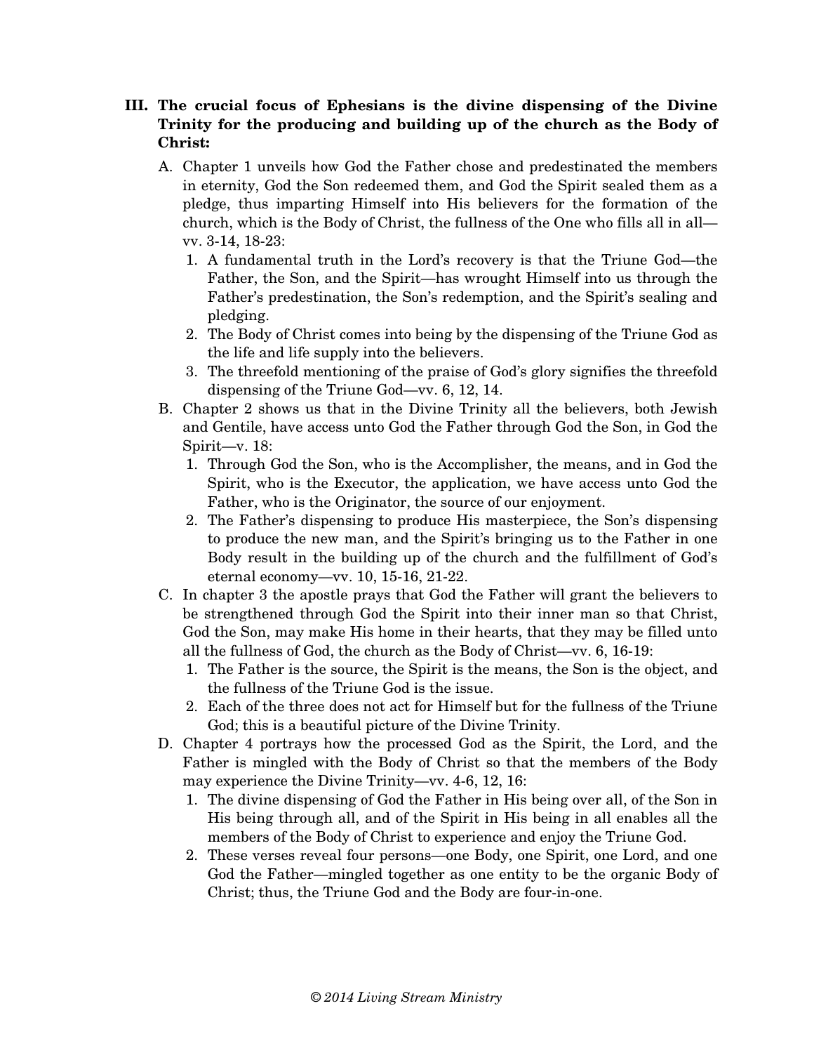**III. The crucial focus of Ephesians is the divine dispensing of the Divine Trinity for the producing and building up of the church as the Body of Christ:**

A. Chapter 1 unveils how God the Father chose and predestinated the members in eternity, God the Son redeemed them, and God the Spirit sealed them as a pledge, thus imparting Himself into His believers for the formation of the church, which is the Body of Christ, the fullness of the One who fills all in all—vv. 3-14, 18-23:

1. A fundamental truth in the Lord's recovery is that the Triune God—the Father, the Son, and the Spirit—has wrought Himself into us through the Father's predestination, the Son's redemption, and the Spirit's sealing and pledging.
2. The Body of Christ comes into being by the dispensing of the Triune God as the life and life supply into the believers.
3. The threefold mentioning of the praise of God's glory signifies the threefold dispensing of the Triune God—vv. 6, 12, 14.

B. Chapter 2 shows us that in the Divine Trinity all the believers, both Jewish and Gentile, have access unto God the Father through God the Son, in God the Spirit—v. 18:

1. Through God the Son, who is the Accomplisher, the means, and in God the Spirit, who is the Executor, the application, we have access unto God the Father, who is the Originator, the source of our enjoyment.
2. The Father's dispensing to produce His masterpiece, the Son's dispensing to produce the new man, and the Spirit's bringing us to the Father in one Body result in the building up of the church and the fulfillment of God's eternal economy—vv. 10, 15-16, 21-22.

C. In chapter 3 the apostle prays that God the Father will grant the believers to be strengthened through God the Spirit into their inner man so that Christ, God the Son, may make His home in their hearts, that they may be filled unto all the fullness of God, the church as the Body of Christ—vv. 6, 16-19:

1. The Father is the source, the Spirit is the means, the Son is the object, and the fullness of the Triune God is the issue.
2. Each of the three does not act for Himself but for the fullness of the Triune God; this is a beautiful picture of the Divine Trinity.

D. Chapter 4 portrays how the processed God as the Spirit, the Lord, and the Father is mingled with the Body of Christ so that the members of the Body may experience the Divine Trinity—vv. 4-6, 12, 16:

1. The divine dispensing of God the Father in His being over all, of the Son in His being through all, and of the Spirit in His being in all enables all the members of the Body of Christ to experience and enjoy the Triune God.
2. These verses reveal four persons—one Body, one Spirit, one Lord, and one God the Father—mingled together as one entity to be the organic Body of Christ; thus, the Triune God and the Body are four-in-one.

*© 2014 Living Stream Ministry*